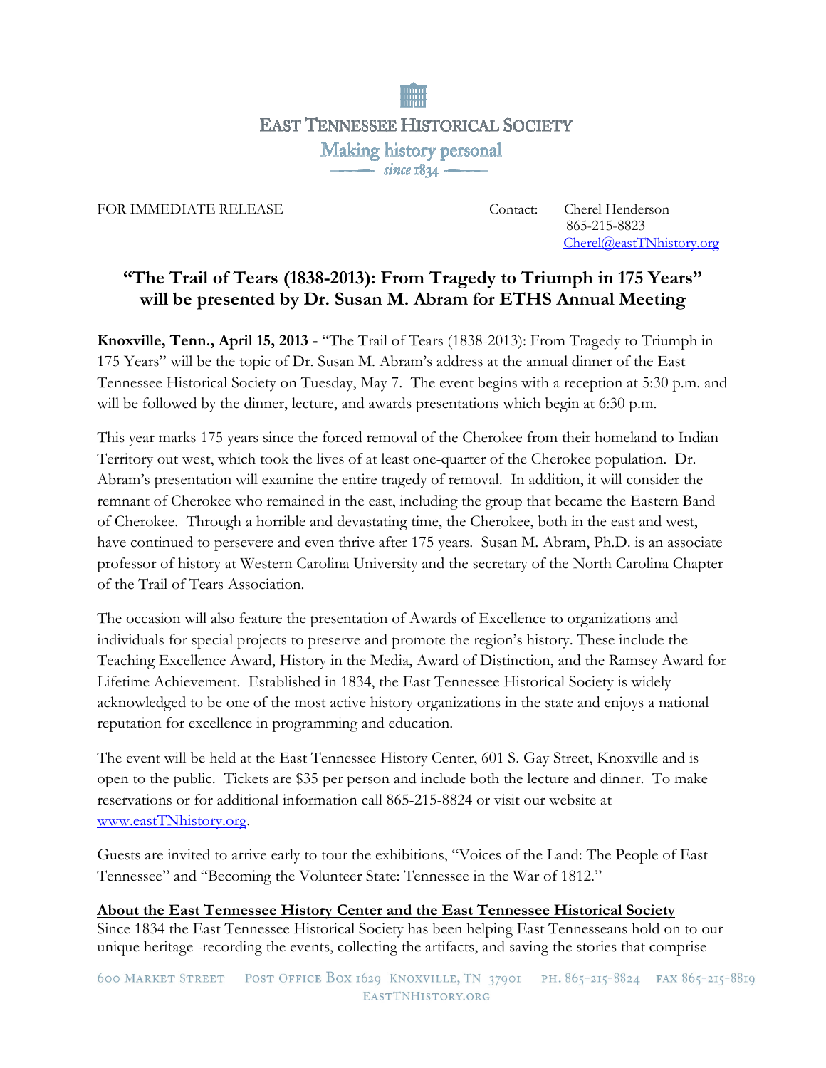EAST TENNESSEE HISTORICAL SOCIETY

Making history personal

*since 1834*

FOR IMMEDIATE RELEASE

Contact: Cherel Henderson
865-215-8823
Cherel@eastTNhistory.org

## "The Trail of Tears (1838-2013): From Tragedy to Triumph in 175 Years" will be presented by Dr. Susan M. Abram for ETHS Annual Meeting

**Knoxville, Tenn., April 15, 2013 -** "The Trail of Tears (1838-2013): From Tragedy to Triumph in 175 Years" will be the topic of Dr. Susan M. Abram's address at the annual dinner of the East Tennessee Historical Society on Tuesday, May 7. The event begins with a reception at 5:30 p.m. and will be followed by the dinner, lecture, and awards presentations which begin at 6:30 p.m.

This year marks 175 years since the forced removal of the Cherokee from their homeland to Indian Territory out west, which took the lives of at least one-quarter of the Cherokee population. Dr. Abram's presentation will examine the entire tragedy of removal. In addition, it will consider the remnant of Cherokee who remained in the east, including the group that became the Eastern Band of Cherokee. Through a horrible and devastating time, the Cherokee, both in the east and west, have continued to persevere and even thrive after 175 years. Susan M. Abram, Ph.D. is an associate professor of history at Western Carolina University and the secretary of the North Carolina Chapter of the Trail of Tears Association.

The occasion will also feature the presentation of Awards of Excellence to organizations and individuals for special projects to preserve and promote the region's history. These include the Teaching Excellence Award, History in the Media, Award of Distinction, and the Ramsey Award for Lifetime Achievement. Established in 1834, the East Tennessee Historical Society is widely acknowledged to be one of the most active history organizations in the state and enjoys a national reputation for excellence in programming and education.

The event will be held at the East Tennessee History Center, 601 S. Gay Street, Knoxville and is open to the public. Tickets are $35 per person and include both the lecture and dinner. To make reservations or for additional information call 865-215-8824 or visit our website at www.eastTNhistory.org.

Guests are invited to arrive early to tour the exhibitions, "Voices of the Land: The People of East Tennessee" and "Becoming the Volunteer State: Tennessee in the War of 1812."

**About the East Tennessee History Center and the East Tennessee Historical Society**

Since 1834 the East Tennessee Historical Society has been helping East Tennesseans hold on to our unique heritage -recording the events, collecting the artifacts, and saving the stories that comprise

600 MARKET STREET POST OFFICE BOX 1629 KNOXVILLE, TN 37901 PH. 865-215-8824 FAX 865-215-8819
EASTTNHISTORY.ORG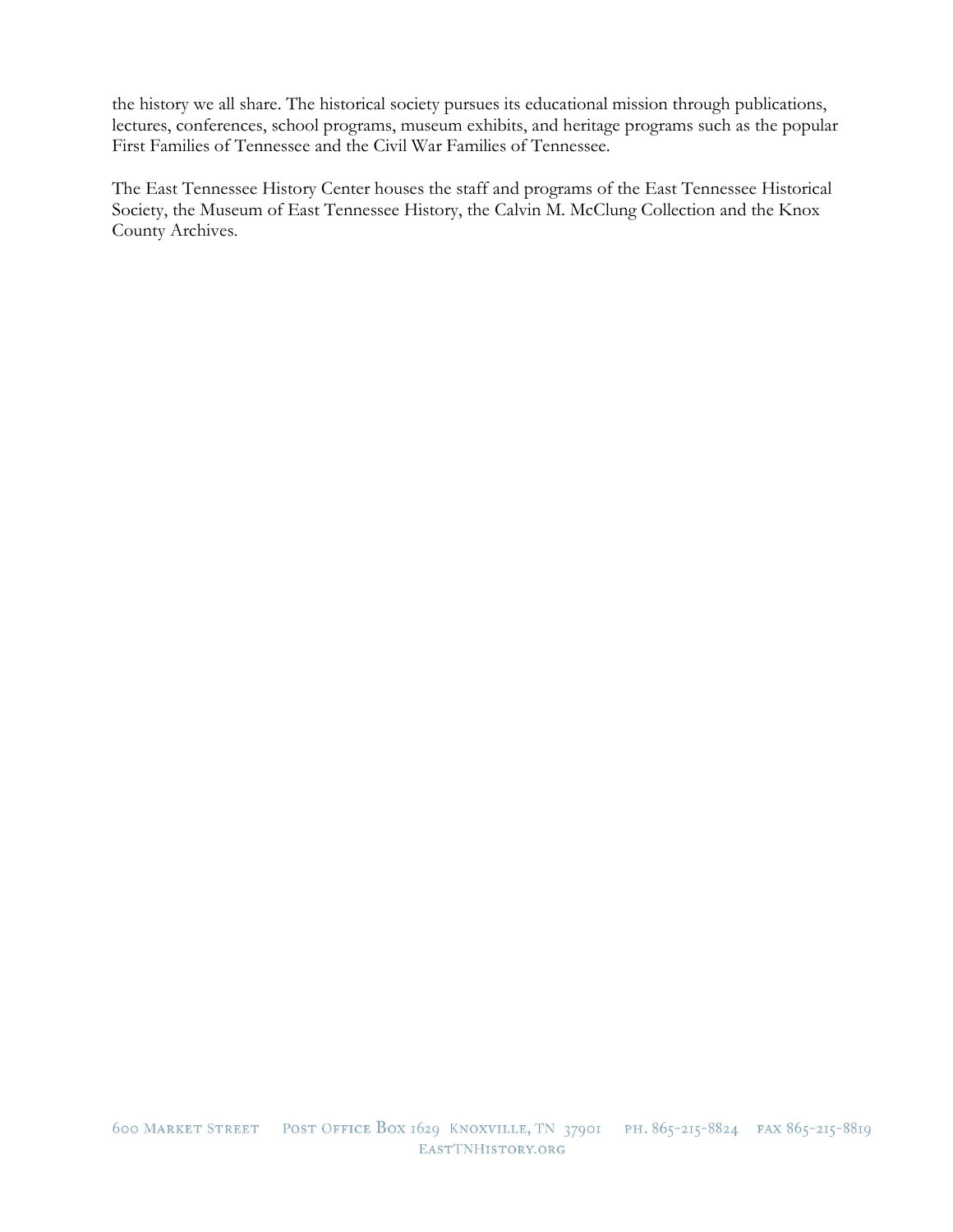the history we all share. The historical society pursues its educational mission through publications, lectures, conferences, school programs, museum exhibits, and heritage programs such as the popular First Families of Tennessee and the Civil War Families of Tennessee.

The East Tennessee History Center houses the staff and programs of the East Tennessee Historical Society, the Museum of East Tennessee History, the Calvin M. McClung Collection and the Knox County Archives.